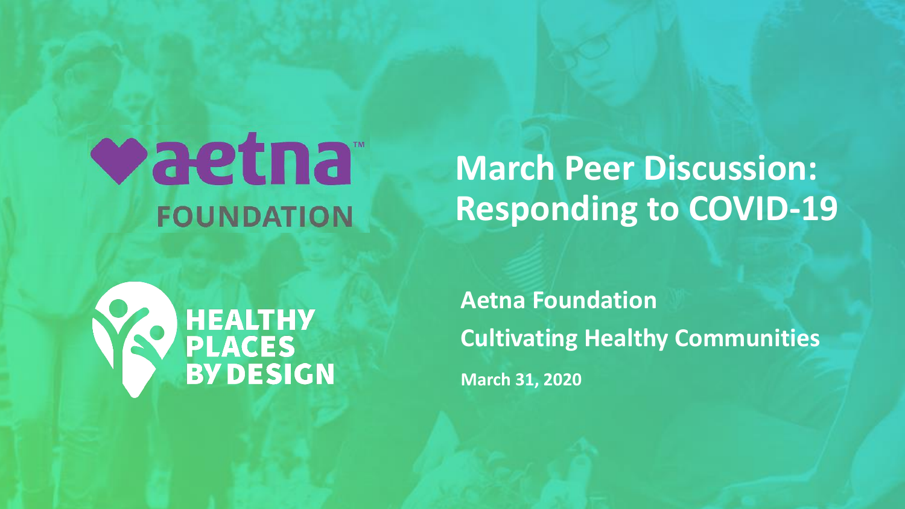aetna FOUNDATION

HEALTHY PLACES BY DESIGN

# March Peer Discussion: Responding to COVID-19

**Aetna Foundation**

**Cultivating Healthy Communities**

**March 31, 2020**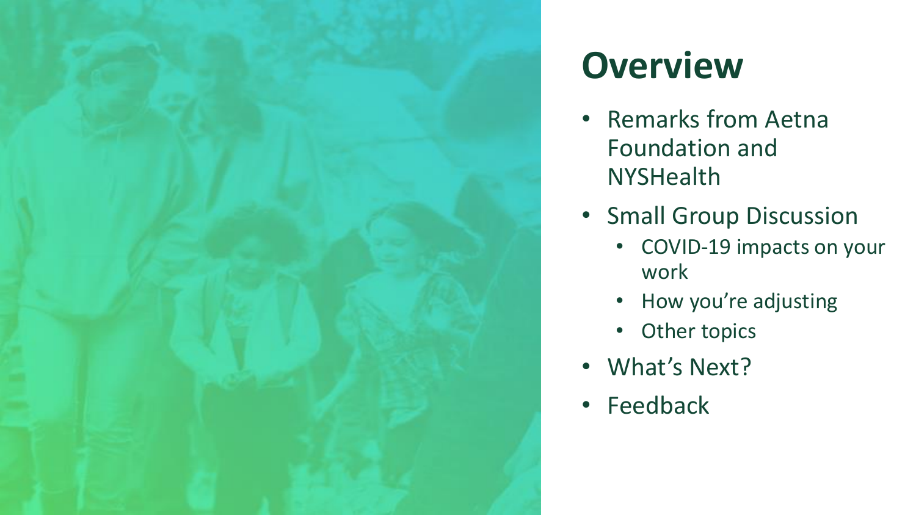# Overview

- Remarks from Aetna Foundation and NYSHealth
- Small Group Discussion
  - COVID-19 impacts on your work
  - How you're adjusting
  - Other topics
- What's Next?
- Feedback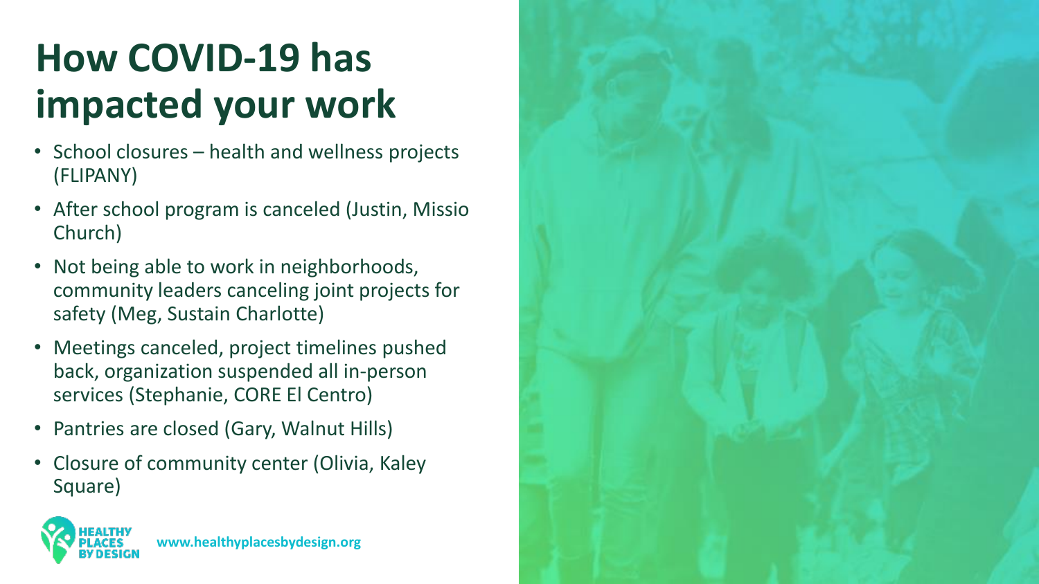# How COVID-19 has impacted your work

- School closures – health and wellness projects (FLIPANY)
- After school program is canceled (Justin, Missio Church)
- Not being able to work in neighborhoods, community leaders canceling joint projects for safety (Meg, Sustain Charlotte)
- Meetings canceled, project timelines pushed back, organization suspended all in-person services (Stephanie, CORE El Centro)
- Pantries are closed (Gary, Walnut Hills)
- Closure of community center (Olivia, Kaley Square)

HEALTHY PLACES BY DESIGN

www.healthyplacesbydesign.org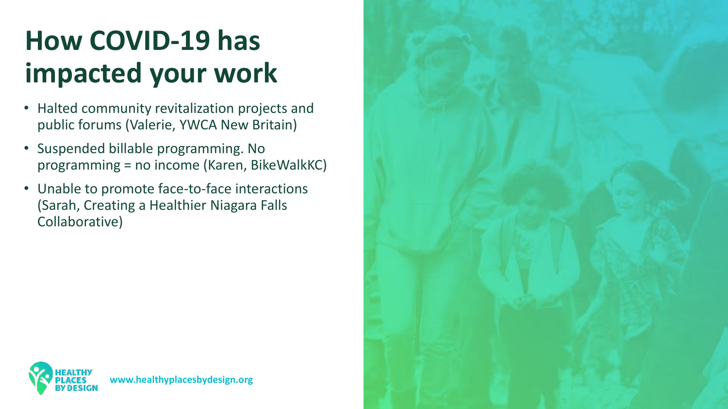# How COVID-19 has impacted your work

- Halted community revitalization projects and public forums (Valerie, YWCA New Britain)
- Suspended billable programming. No programming = no income (Karen, BikeWalkKC)
- Unable to promote face-to-face interactions (Sarah, Creating a Healthier Niagara Falls Collaborative)

HEALTHY PLACES BY DESIGN www.healthyplacesbydesign.org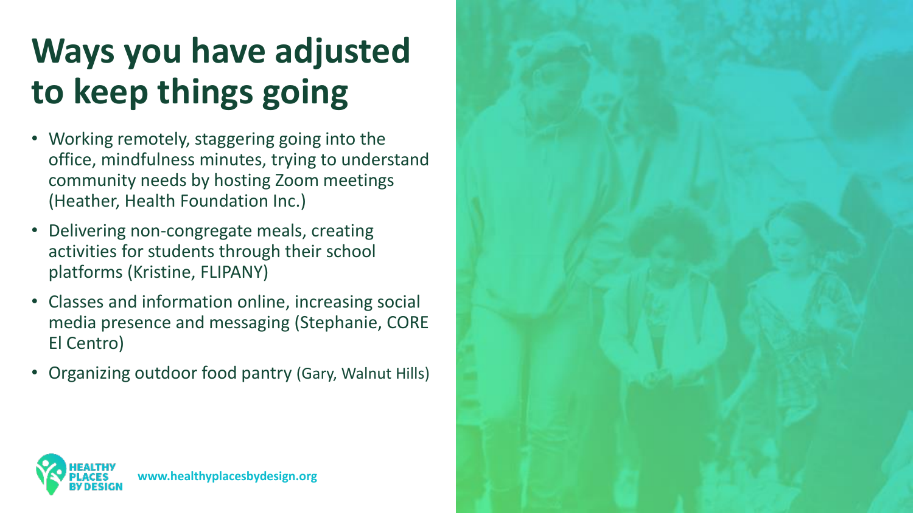# Ways you have adjusted to keep things going

- Working remotely, staggering going into the office, mindfulness minutes, trying to understand community needs by hosting Zoom meetings (Heather, Health Foundation Inc.)
- Delivering non-congregate meals, creating activities for students through their school platforms (Kristine, FLIPANY)
- Classes and information online, increasing social media presence and messaging (Stephanie, CORE El Centro)
- Organizing outdoor food pantry (Gary, Walnut Hills)

HEALTHY PLACES BY DESIGN www.healthyplacesbydesign.org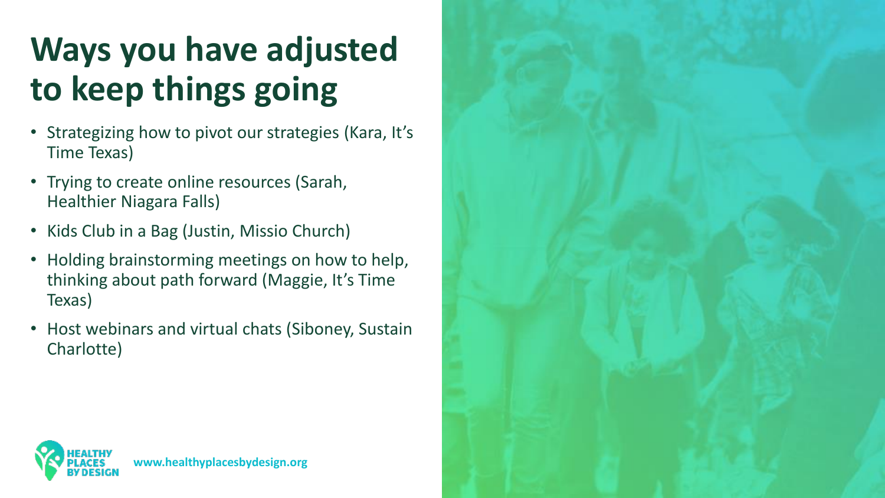# Ways you have adjusted to keep things going

- Strategizing how to pivot our strategies (Kara, It's Time Texas)
- Trying to create online resources (Sarah, Healthier Niagara Falls)
- Kids Club in a Bag (Justin, Missio Church)
- Holding brainstorming meetings on how to help, thinking about path forward (Maggie, It's Time Texas)
- Host webinars and virtual chats (Siboney, Sustain Charlotte)

HEALTHY PLACES BY DESIGN www.healthyplacesbydesign.org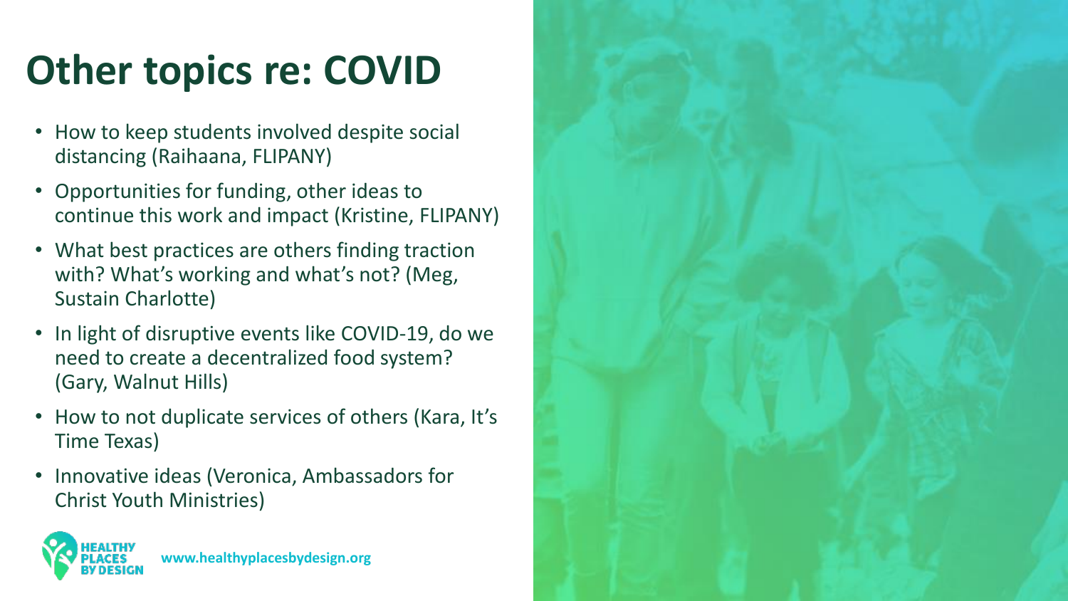# Other topics re: COVID

- How to keep students involved despite social distancing (Raihaana, FLIPANY)
- Opportunities for funding, other ideas to continue this work and impact (Kristine, FLIPANY)
- What best practices are others finding traction with? What's working and what's not? (Meg, Sustain Charlotte)
- In light of disruptive events like COVID-19, do we need to create a decentralized food system? (Gary, Walnut Hills)
- How to not duplicate services of others (Kara, It's Time Texas)
- Innovative ideas (Veronica, Ambassadors for Christ Youth Ministries)

HEALTHY PLACES BY DESIGN www.healthyplacesbydesign.org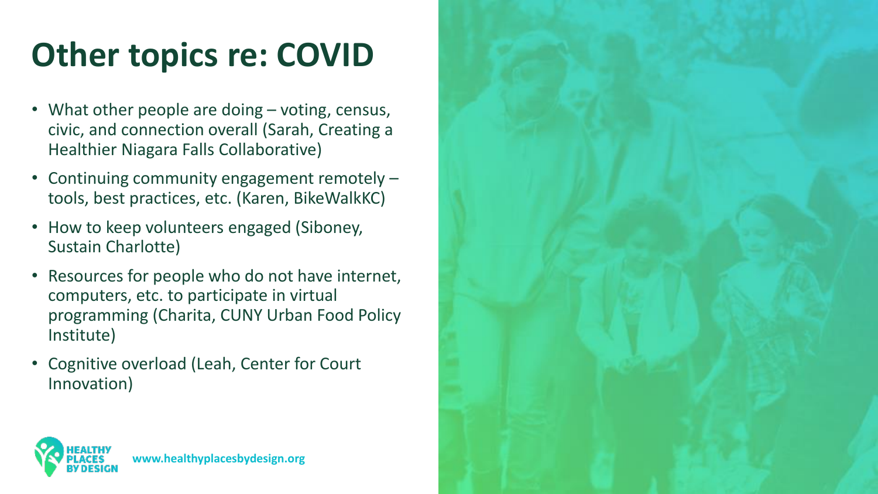# Other topics re: COVID

- What other people are doing – voting, census, civic, and connection overall (Sarah, Creating a Healthier Niagara Falls Collaborative)
- Continuing community engagement remotely – tools, best practices, etc. (Karen, BikeWalkKC)
- How to keep volunteers engaged (Siboney, Sustain Charlotte)
- Resources for people who do not have internet, computers, etc. to participate in virtual programming (Charita, CUNY Urban Food Policy Institute)
- Cognitive overload (Leah, Center for Court Innovation)

HEALTHY PLACES BY DESIGN www.healthyplacesbydesign.org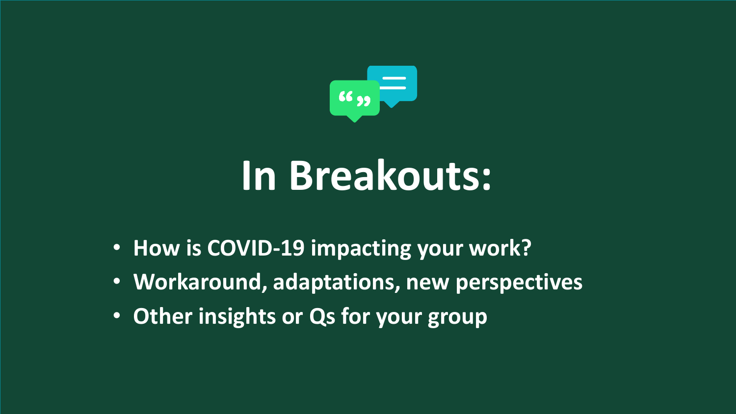# In Breakouts:

- How is COVID-19 impacting your work?
- Workaround, adaptations, new perspectives
- Other insights or Qs for your group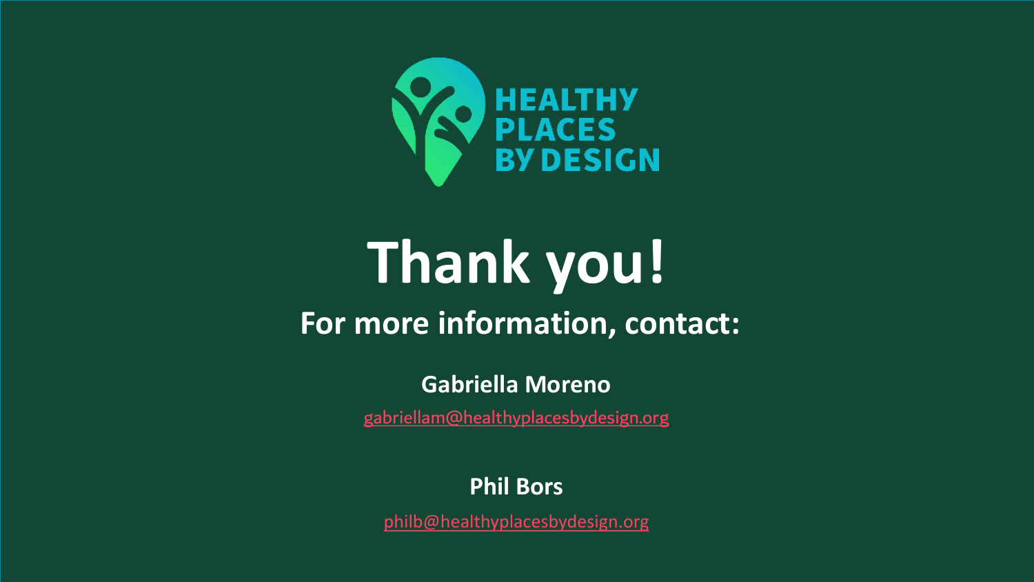HEALTHY PLACES BY DESIGN

# Thank you!

## For more information, contact:

**Gabriella Moreno**

gabriellam@healthyplacesbydesign.org

**Phil Bors**

philb@healthyplacesbydesign.org